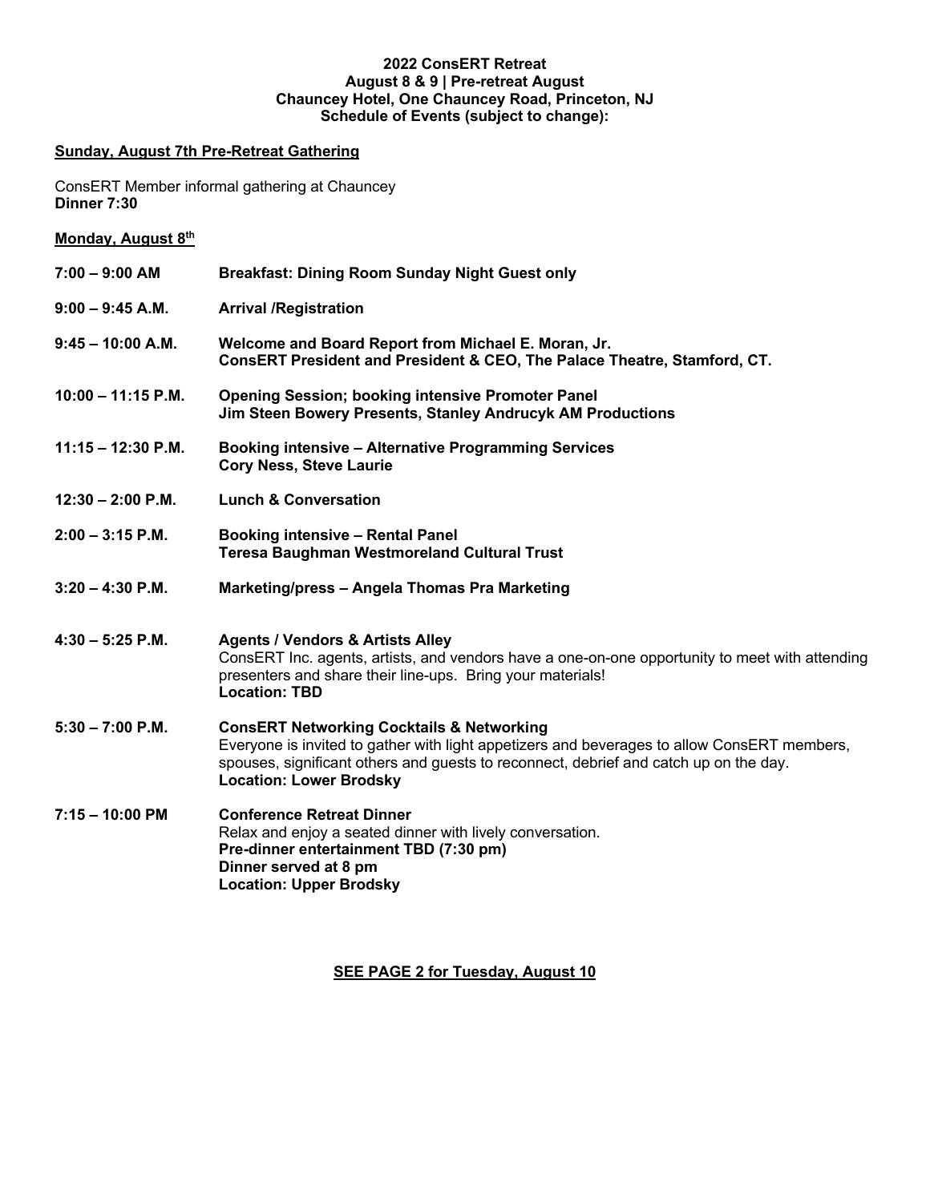**2022 ConsERT Retreat**
**August 8 & 9 | Pre-retreat August**
**Chauncey Hotel, One Chauncey Road, Princeton, NJ**
**Schedule of Events (subject to change):**

**Sunday, August 7th Pre-Retreat Gathering**

ConsERT Member informal gathering at Chauncey
**Dinner 7:30**

**Monday, August 8th**

| | |
|---|---|
| **7:00 – 9:00 AM** | **Breakfast: Dining Room Sunday Night Guest only** |
| **9:00 – 9:45 A.M.** | **Arrival /Registration** |
| **9:45 – 10:00 A.M.** | **Welcome and Board Report from Michael E. Moran, Jr.** **ConsERT President and President & CEO, The Palace Theatre, Stamford, CT.** |
| **10:00 – 11:15 P.M.** | **Opening Session; booking intensive Promoter Panel** **Jim Steen Bowery Presents, Stanley Andrucyk AM Productions** |
| **11:15 – 12:30 P.M.** | **Booking intensive – Alternative Programming Services** **Cory Ness, Steve Laurie** |
| **12:30 – 2:00 P.M.** | **Lunch & Conversation** |
| **2:00 – 3:15 P.M.** | **Booking intensive – Rental Panel** **Teresa Baughman Westmoreland Cultural Trust** |
| **3:20 – 4:30 P.M.** | **Marketing/press – Angela Thomas Pra Marketing** |
| **4:30 – 5:25 P.M.** | **Agents / Vendors & Artists Alley** ConsERT Inc. agents, artists, and vendors have a one-on-one opportunity to meet with attending presenters and share their line-ups. Bring your materials! **Location: TBD** |
| **5:30 – 7:00 P.M.** | **ConsERT Networking Cocktails & Networking** Everyone is invited to gather with light appetizers and beverages to allow ConsERT members, spouses, significant others and guests to reconnect, debrief and catch up on the day. **Location: Lower Brodsky** |
| **7:15 – 10:00 PM** | **Conference Retreat Dinner** Relax and enjoy a seated dinner with lively conversation. **Pre-dinner entertainment TBD (7:30 pm)** **Dinner served at 8 pm** **Location: Upper Brodsky** |

**SEE PAGE 2 for Tuesday, August 10**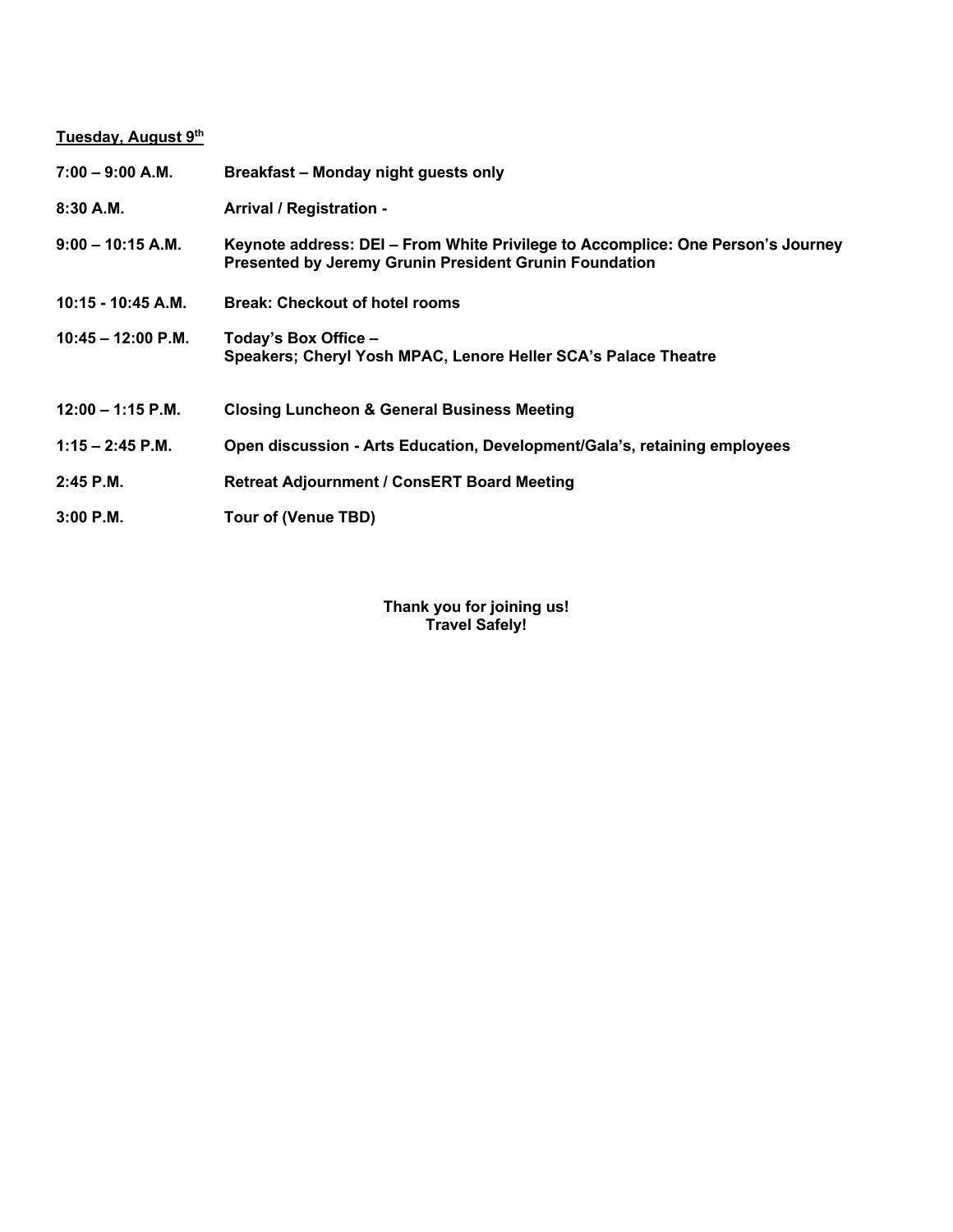**<u>Tuesday, August 9th</u>**

| | |
|---|---|
| **7:00 – 9:00 A.M.** | **Breakfast – Monday night guests only** |
| **8:30 A.M.** | **Arrival / Registration -** |
| **9:00 – 10:15 A.M.** | **Keynote address: DEI – From White Privilege to Accomplice: One Person's Journey Presented by Jeremy Grunin President Grunin Foundation** |
| **10:15 - 10:45 A.M.** | **Break: Checkout of hotel rooms** |
| **10:45 – 12:00 P.M.** | **Today's Box Office – Speakers; Cheryl Yosh MPAC, Lenore Heller SCA's Palace Theatre** |
| **12:00 – 1:15 P.M.** | **Closing Luncheon & General Business Meeting** |
| **1:15 – 2:45 P.M.** | **Open discussion - Arts Education, Development/Gala's, retaining employees** |
| **2:45 P.M.** | **Retreat Adjournment / ConsERT Board Meeting** |
| **3:00 P.M.** | **Tour of (Venue TBD)** |

**Thank you for joining us!**
**Travel Safely!**